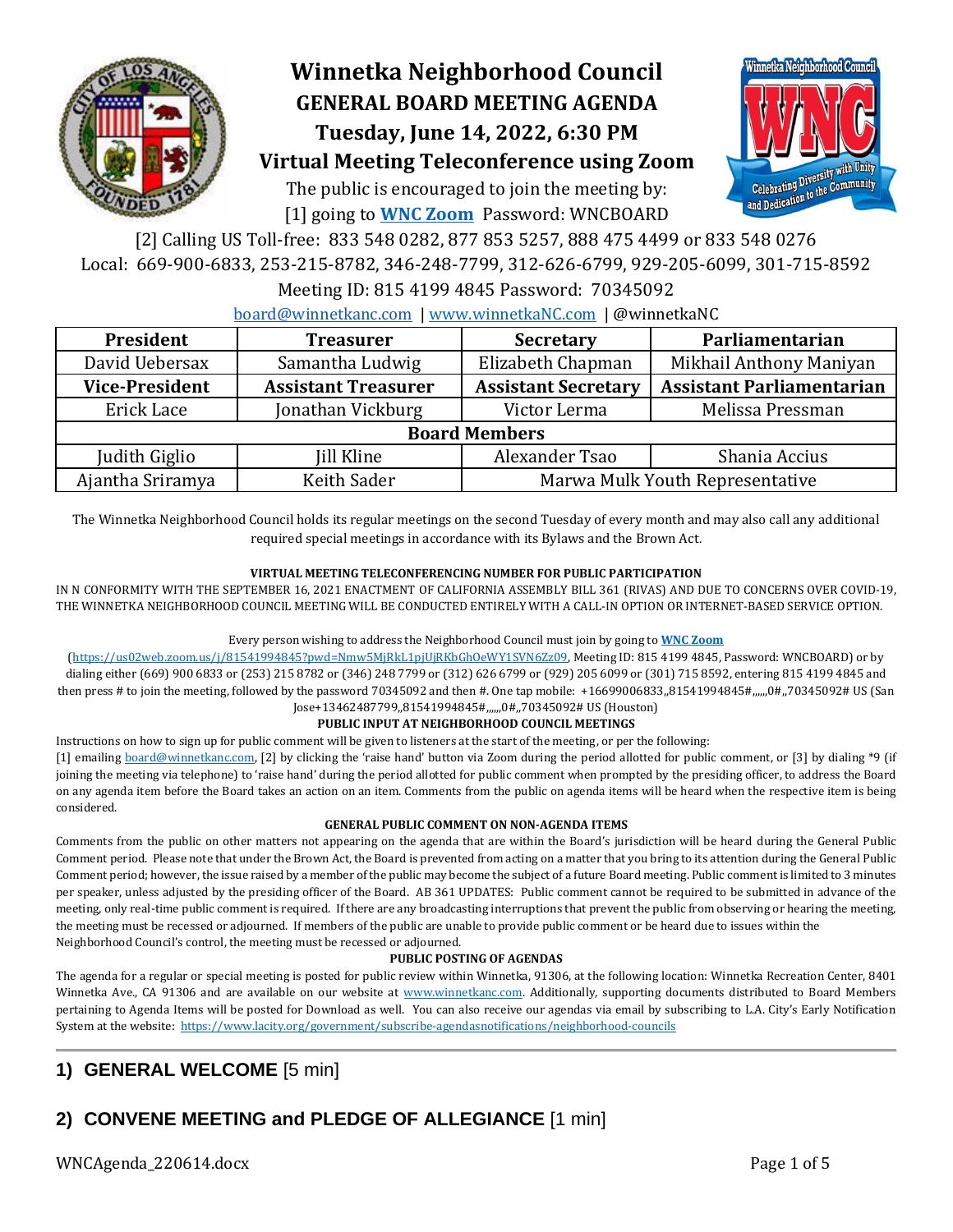# Winnetka Neighborhood Council

## GENERAL BOARD MEETING AGENDA

## Tuesday, June 14, 2022, 6:30 PM

## Virtual Meeting Teleconference using Zoom

The public is encouraged to join the meeting by:

[1] going to **[WNC Zoom](https://us02web.zoom.us/j/81541994845?pwd=Nmw5MjRkL1pjUjRKbGhOeWY1SVN6Zz09)** Password: WNCBOARD

[2] Calling US Toll-free: 833 548 0282, 877 853 5257, 888 475 4499 or 833 548 0276

Local: 669-900-6833, 253-215-8782, 346-248-7799, 312-626-6799, 929-205-6099, 301-715-8592

Meeting ID: 815 4199 4845 Password: 70345092

board@winnetkanc.com | www.winnetkaNC.com | @winnetkaNC

| **President** | **Treasurer** | **Secretary** | **Parliamentarian** |
|---|---|---|---|
| David Uebersax | Samantha Ludwig | Elizabeth Chapman | Mikhail Anthony Maniyan |
| **Vice-President** | **Assistant Treasurer** | **Assistant Secretary** | **Assistant Parliamentarian** |
| Erick Lace | Jonathan Vickburg | Victor Lerma | Melissa Pressman |
| **Board Members** | | | |
| Judith Giglio | Jill Kline | Alexander Tsao | Shania Accius |
| Ajantha Sriramya | Keith Sader | Marwa Mulk Youth Representative | |

The Winnetka Neighborhood Council holds its regular meetings on the second Tuesday of every month and may also call any additional required special meetings in accordance with its Bylaws and the Brown Act.

**VIRTUAL MEETING TELECONFERENCING NUMBER FOR PUBLIC PARTICIPATION**

IN N CONFORMITY WITH THE SEPTEMBER 16, 2021 ENACTMENT OF CALIFORNIA ASSEMBLY BILL 361 (RIVAS) AND DUE TO CONCERNS OVER COVID-19, THE WINNETKA NEIGHBORHOOD COUNCIL MEETING WILL BE CONDUCTED ENTIRELY WITH A CALL-IN OPTION OR INTERNET-BASED SERVICE OPTION.

Every person wishing to address the Neighborhood Council must join by going to **WNC Zoom** (https://us02web.zoom.us/j/81541994845?pwd=Nmw5MjRkL1pjUjRKbGhOeWY1SVN6Zz09, Meeting ID: 815 4199 4845, Password: WNCBOARD) or by dialing either (669) 900 6833 or (253) 215 8782 or (346) 248 7799 or (312) 626 6799 or (929) 205 6099 or (301) 715 8592, entering 815 4199 4845 and then press # to join the meeting, followed by the password 70345092 and then #. One tap mobile: +16699006833,,81541994845#,,,,,,0#,,70345092# US (San Jose+13462487799,,81541994845#,,,,,,0#,,70345092# US (Houston)

**PUBLIC INPUT AT NEIGHBORHOOD COUNCIL MEETINGS**

Instructions on how to sign up for public comment will be given to listeners at the start of the meeting, or per the following:

[1] emailing board@winnetkanc.com, [2] by clicking the 'raise hand' button via Zoom during the period allotted for public comment, or [3] by dialing *9 (if joining the meeting via telephone) to 'raise hand' during the period allotted for public comment when prompted by the presiding officer, to address the Board on any agenda item before the Board takes an action on an item. Comments from the public on agenda items will be heard when the respective item is being considered.

**GENERAL PUBLIC COMMENT ON NON-AGENDA ITEMS**

Comments from the public on other matters not appearing on the agenda that are within the Board's jurisdiction will be heard during the General Public Comment period. Please note that under the Brown Act, the Board is prevented from acting on a matter that you bring to its attention during the General Public Comment period; however, the issue raised by a member of the public may become the subject of a future Board meeting. Public comment is limited to 3 minutes per speaker, unless adjusted by the presiding officer of the Board. AB 361 UPDATES: Public comment cannot be required to be submitted in advance of the meeting, only real-time public comment is required. If there are any broadcasting interruptions that prevent the public from observing or hearing the meeting, the meeting must be recessed or adjourned. If members of the public are unable to provide public comment or be heard due to issues within the Neighborhood Council's control, the meeting must be recessed or adjourned.

**PUBLIC POSTING OF AGENDAS**

The agenda for a regular or special meeting is posted for public review within Winnetka, 91306, at the following location: Winnetka Recreation Center, 8401 Winnetka Ave., CA 91306 and are available on our website at www.winnetkanc.com. Additionally, supporting documents distributed to Board Members pertaining to Agenda Items will be posted for Download as well. You can also receive our agendas via email by subscribing to L.A. City's Early Notification System at the website: https://www.lacity.org/government/subscribe-agendasnotifications/neighborhood-councils

---

## 1) GENERAL WELCOME [5 min]

## 2) CONVENE MEETING and PLEDGE OF ALLEGIANCE [1 min]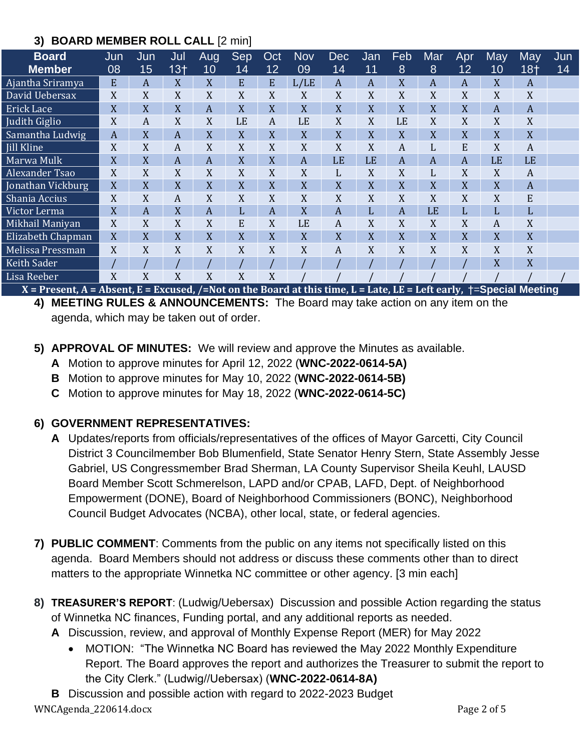### 3) BOARD MEMBER ROLL CALL [2 min]

| Board Member | Jun 08 | Jun 15 | Jul 13† | Aug 10 | Sep 14 | Oct 12 | Nov 09 | Dec 14 | Jan 11 | Feb 8 | Mar 8 | Apr 12 | May 10 | May 18† | Jun 14 |
|---|---|---|---|---|---|---|---|---|---|---|---|---|---|---|---|
| Ajantha Sriramya | E | A | X | X | E | E | L/LE | A | A | X | A | A | X | A | |
| David Uebersax | X | X | X | X | X | X | X | X | X | X | X | X | X | X | |
| Erick Lace | X | X | X | A | X | X | X | X | X | X | X | X | A | A | |
| Judith Giglio | X | A | X | X | LE | A | LE | X | X | LE | X | X | X | X | |
| Samantha Ludwig | A | X | A | X | X | X | X | X | X | X | X | X | X | X | |
| Jill Kline | X | X | A | X | X | X | X | X | X | A | L | E | X | A | |
| Marwa Mulk | X | X | A | A | X | X | A | LE | LE | A | A | A | LE | LE | |
| Alexander Tsao | X | X | X | X | X | X | X | L | X | X | L | X | X | A | |
| Jonathan Vickburg | X | X | X | X | X | X | X | X | X | X | X | X | X | A | |
| Shania Accius | X | X | A | X | X | X | X | X | X | X | X | X | X | E | |
| Victor Lerma | X | A | X | A | L | A | X | A | L | A | LE | L | L | L | |
| Mikhail Maniyan | X | X | X | X | E | X | LE | A | X | X | X | X | A | X | |
| Elizabeth Chapman | X | X | X | X | X | X | X | X | X | X | X | X | X | X | |
| Melissa Pressman | X | X | X | X | X | X | X | A | X | X | X | X | X | X | |
| Keith Sader | / | / | / | / | / | / | / | / | / | / | / | / | X | X | |
| Lisa Reeber | X | X | X | X | X | X | / | / | / | / | / | / | / | / | / |

**X = Present, A = Absent, E = Excused, /=Not on the Board at this time, L = Late, LE = Left early, †=Special Meeting**

4) **MEETING RULES & ANNOUNCEMENTS:** The Board may take action on any item on the agenda, which may be taken out of order.

5) **APPROVAL OF MINUTES:** We will review and approve the Minutes as available.
   - **A** Motion to approve minutes for April 12, 2022 (**WNC-2022-0614-5A)**
   - **B** Motion to approve minutes for May 10, 2022 (**WNC-2022-0614-5B)**
   - **C** Motion to approve minutes for May 18, 2022 (**WNC-2022-0614-5C)**

6) **GOVERNMENT REPRESENTATIVES:**
   - **A** Updates/reports from officials/representatives of the offices of Mayor Garcetti, City Council District 3 Councilmember Bob Blumenfield, State Senator Henry Stern, State Assembly Jesse Gabriel, US Congressmember Brad Sherman, LA County Supervisor Sheila Keuhl, LAUSD Board Member Scott Schmerelson, LAPD and/or CPAB, LAFD, Dept. of Neighborhood Empowerment (DONE), Board of Neighborhood Commissioners (BONC), Neighborhood Council Budget Advocates (NCBA), other local, state, or federal agencies.

7) **PUBLIC COMMENT**: Comments from the public on any items not specifically listed on this agenda. Board Members should not address or discuss these comments other than to direct matters to the appropriate Winnetka NC committee or other agency. [3 min each]

8) **TREASURER'S REPORT**: (Ludwig/Uebersax) Discussion and possible Action regarding the status of Winnetka NC finances, Funding portal, and any additional reports as needed.
   - **A** Discussion, review, and approval of Monthly Expense Report (MER) for May 2022
     - MOTION: "The Winnetka NC Board has reviewed the May 2022 Monthly Expenditure Report. The Board approves the report and authorizes the Treasurer to submit the report to the City Clerk." (Ludwig//Uebersax) (**WNC-2022-0614-8A)**
   - **B** Discussion and possible action with regard to 2022-2023 Budget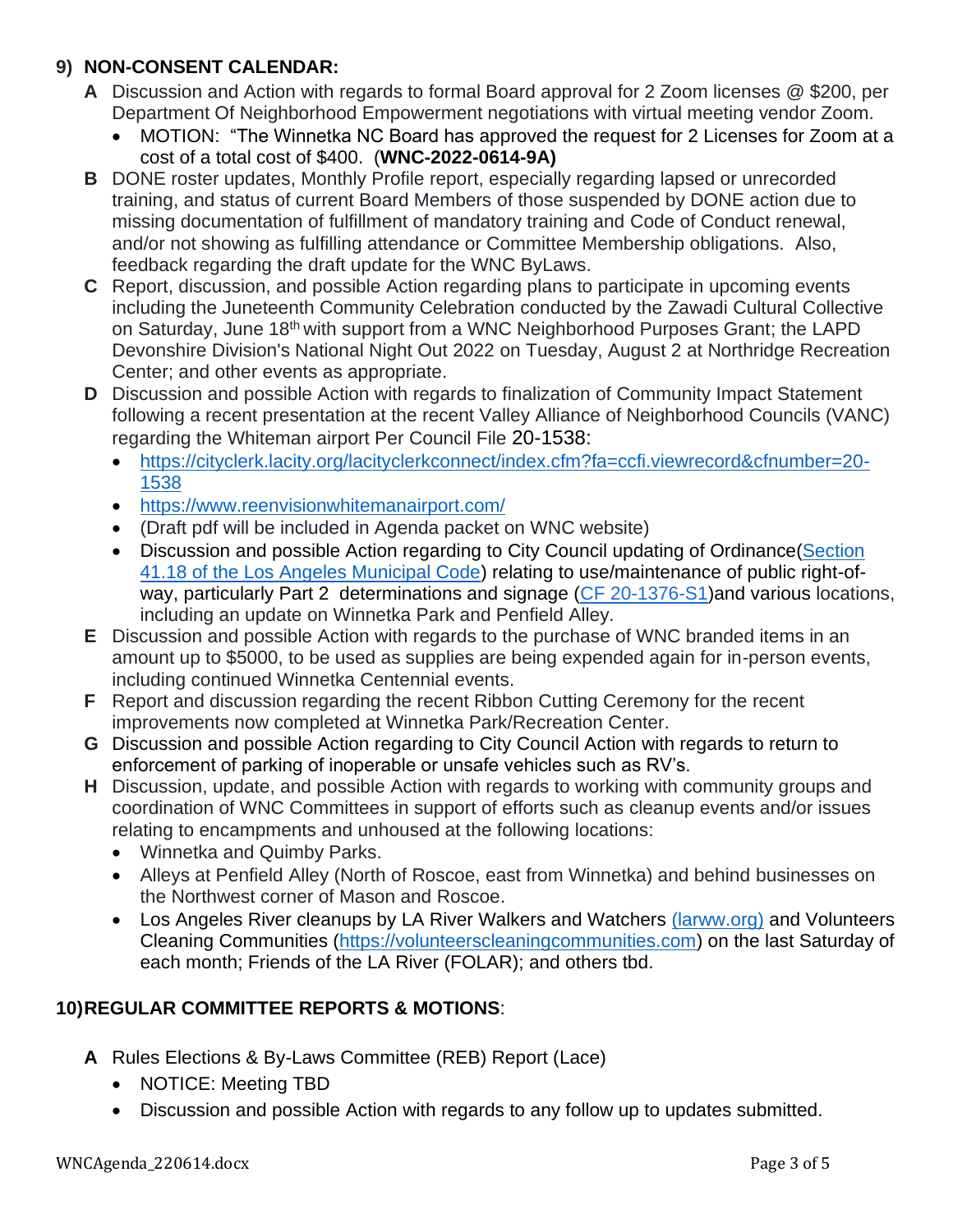## 9) NON-CONSENT CALENDAR:

**A** Discussion and Action with regards to formal Board approval for 2 Zoom licenses @ $200, per Department Of Neighborhood Empowerment negotiations with virtual meeting vendor Zoom.

- MOTION: "The Winnetka NC Board has approved the request for 2 Licenses for Zoom at a cost of a total cost of $400. (**WNC-2022-0614-9A)**

**B** DONE roster updates, Monthly Profile report, especially regarding lapsed or unrecorded training, and status of current Board Members of those suspended by DONE action due to missing documentation of fulfillment of mandatory training and Code of Conduct renewal, and/or not showing as fulfilling attendance or Committee Membership obligations. Also, feedback regarding the draft update for the WNC ByLaws.

**C** Report, discussion, and possible Action regarding plans to participate in upcoming events including the Juneteenth Community Celebration conducted by the Zawadi Cultural Collective on Saturday, June 18th with support from a WNC Neighborhood Purposes Grant; the LAPD Devonshire Division's National Night Out 2022 on Tuesday, August 2 at Northridge Recreation Center; and other events as appropriate.

**D** Discussion and possible Action with regards to finalization of Community Impact Statement following a recent presentation at the recent Valley Alliance of Neighborhood Councils (VANC) regarding the Whiteman airport Per Council File 20-1538:

- https://cityclerk.lacity.org/lacityclerkconnect/index.cfm?fa=ccfi.viewrecord&cfnumber=20-1538
- https://www.reenvisionwhitemanairport.com/
- (Draft pdf will be included in Agenda packet on WNC website)
- Discussion and possible Action regarding to City Council updating of Ordinance(Section 41.18 of the Los Angeles Municipal Code) relating to use/maintenance of public right-of-way, particularly Part 2 determinations and signage (CF 20-1376-S1)and various locations, including an update on Winnetka Park and Penfield Alley.

**E** Discussion and possible Action with regards to the purchase of WNC branded items in an amount up to $5000, to be used as supplies are being expended again for in-person events, including continued Winnetka Centennial events.

**F** Report and discussion regarding the recent Ribbon Cutting Ceremony for the recent improvements now completed at Winnetka Park/Recreation Center.

**G** Discussion and possible Action regarding to City Council Action with regards to return to enforcement of parking of inoperable or unsafe vehicles such as RV's.

**H** Discussion, update, and possible Action with regards to working with community groups and coordination of WNC Committees in support of efforts such as cleanup events and/or issues relating to encampments and unhoused at the following locations:

- Winnetka and Quimby Parks.
- Alleys at Penfield Alley (North of Roscoe, east from Winnetka) and behind businesses on the Northwest corner of Mason and Roscoe.
- Los Angeles River cleanups by LA River Walkers and Watchers (larww.org) and Volunteers Cleaning Communities (https://volunteerscleaningcommunities.com) on the last Saturday of each month; Friends of the LA River (FOLAR); and others tbd.

## 10) REGULAR COMMITTEE REPORTS & MOTIONS:

**A** Rules Elections & By-Laws Committee (REB) Report (Lace)

- NOTICE: Meeting TBD
- Discussion and possible Action with regards to any follow up to updates submitted.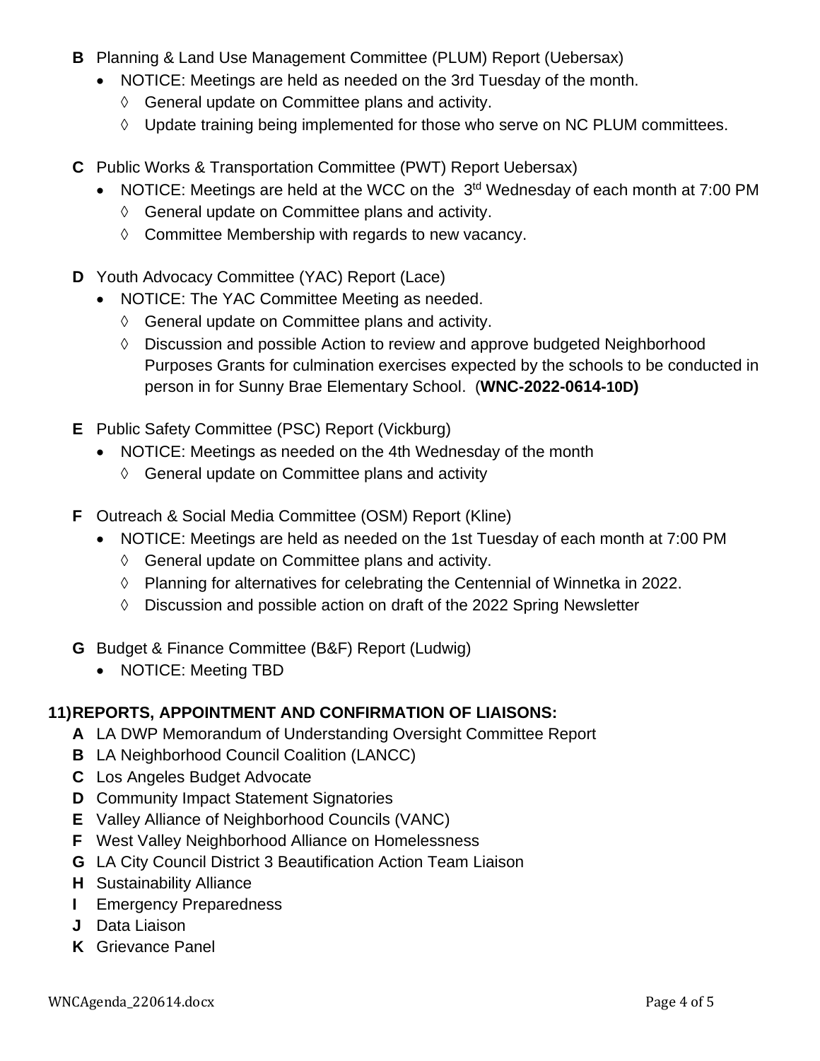**B** Planning & Land Use Management Committee (PLUM) Report (Uebersax)

- NOTICE: Meetings are held as needed on the 3rd Tuesday of the month.
  - ◊ General update on Committee plans and activity.
  - ◊ Update training being implemented for those who serve on NC PLUM committees.

**C** Public Works & Transportation Committee (PWT) Report Uebersax)

- NOTICE: Meetings are held at the WCC on the 3td Wednesday of each month at 7:00 PM
  - ◊ General update on Committee plans and activity.
  - ◊ Committee Membership with regards to new vacancy.

**D** Youth Advocacy Committee (YAC) Report (Lace)

- NOTICE: The YAC Committee Meeting as needed.
  - ◊ General update on Committee plans and activity.
  - ◊ Discussion and possible Action to review and approve budgeted Neighborhood Purposes Grants for culmination exercises expected by the schools to be conducted in person in for Sunny Brae Elementary School. (**WNC-2022-0614-10D)**

**E** Public Safety Committee (PSC) Report (Vickburg)

- NOTICE: Meetings as needed on the 4th Wednesday of the month
  - ◊ General update on Committee plans and activity

**F** Outreach & Social Media Committee (OSM) Report (Kline)

- NOTICE: Meetings are held as needed on the 1st Tuesday of each month at 7:00 PM
  - ◊ General update on Committee plans and activity.
  - ◊ Planning for alternatives for celebrating the Centennial of Winnetka in 2022.
  - ◊ Discussion and possible action on draft of the 2022 Spring Newsletter

**G** Budget & Finance Committee (B&F) Report (Ludwig)

- NOTICE: Meeting TBD

**11) REPORTS, APPOINTMENT AND CONFIRMATION OF LIAISONS:**

**A** LA DWP Memorandum of Understanding Oversight Committee Report
**B** LA Neighborhood Council Coalition (LANCC)
**C** Los Angeles Budget Advocate
**D** Community Impact Statement Signatories
**E** Valley Alliance of Neighborhood Councils (VANC)
**F** West Valley Neighborhood Alliance on Homelessness
**G** LA City Council District 3 Beautification Action Team Liaison
**H** Sustainability Alliance
**I** Emergency Preparedness
**J** Data Liaison
**K** Grievance Panel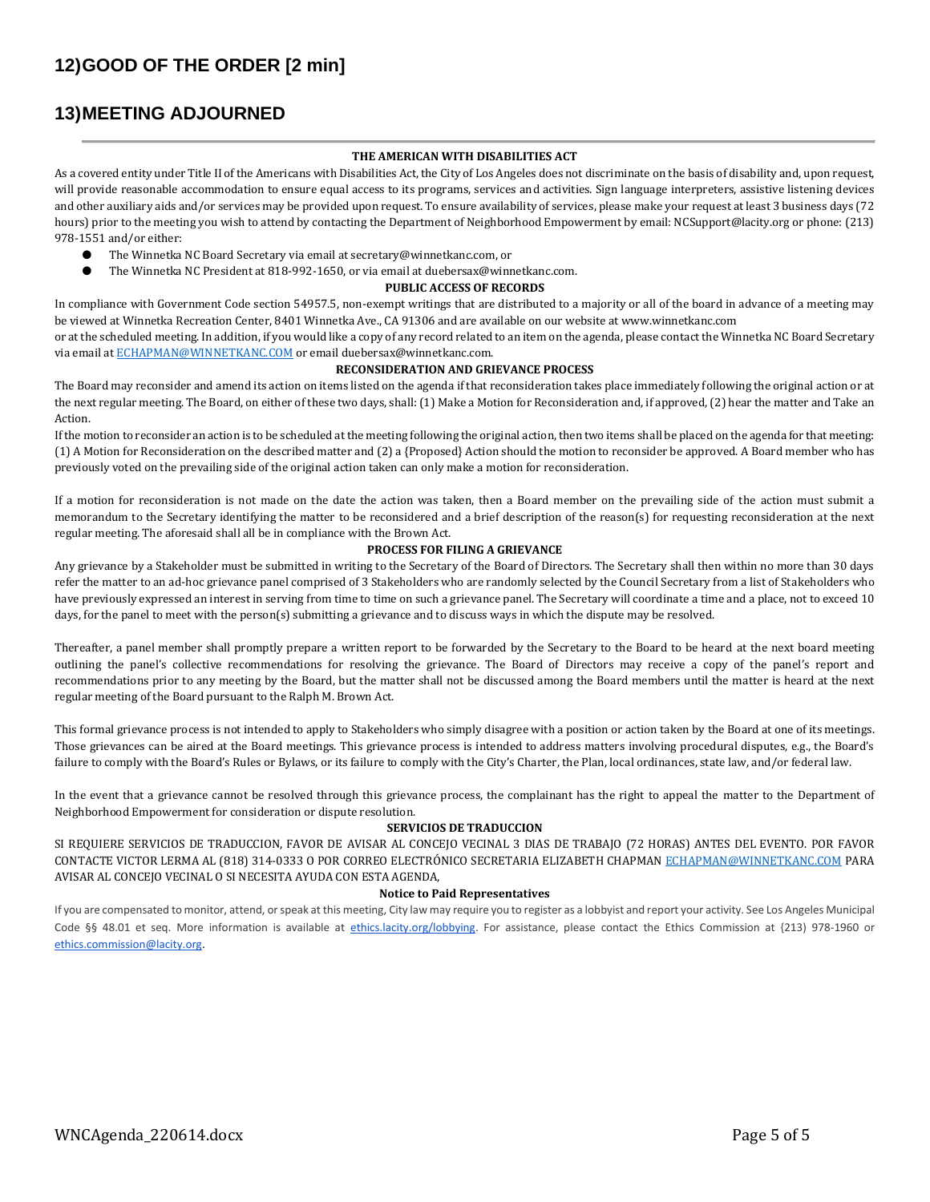## 12) GOOD OF THE ORDER [2 min]

## 13) MEETING ADJOURNED

---

**THE AMERICAN WITH DISABILITIES ACT**

As a covered entity under Title II of the Americans with Disabilities Act, the City of Los Angeles does not discriminate on the basis of disability and, upon request, will provide reasonable accommodation to ensure equal access to its programs, services and activities. Sign language interpreters, assistive listening devices and other auxiliary aids and/or services may be provided upon request. To ensure availability of services, please make your request at least 3 business days (72 hours) prior to the meeting you wish to attend by contacting the Department of Neighborhood Empowerment by email: NCSupport@lacity.org or phone: (213) 978-1551 and/or either:

- The Winnetka NC Board Secretary via email at secretary@winnetkanc.com, or
- The Winnetka NC President at 818-992-1650, or via email at duebersax@winnetkanc.com.

**PUBLIC ACCESS OF RECORDS**

In compliance with Government Code section 54957.5, non-exempt writings that are distributed to a majority or all of the board in advance of a meeting may be viewed at Winnetka Recreation Center, 8401 Winnetka Ave., CA 91306 and are available on our website at www.winnetkanc.com
or at the scheduled meeting. In addition, if you would like a copy of any record related to an item on the agenda, please contact the Winnetka NC Board Secretary via email at ECHAPMAN@WINNETKANC.COM or email duebersax@winnetkanc.com.

**RECONSIDERATION AND GRIEVANCE PROCESS**

The Board may reconsider and amend its action on items listed on the agenda if that reconsideration takes place immediately following the original action or at the next regular meeting. The Board, on either of these two days, shall: (1) Make a Motion for Reconsideration and, if approved, (2) hear the matter and Take an Action.

If the motion to reconsider an action is to be scheduled at the meeting following the original action, then two items shall be placed on the agenda for that meeting: (1) A Motion for Reconsideration on the described matter and (2) a {Proposed} Action should the motion to reconsider be approved. A Board member who has previously voted on the prevailing side of the original action taken can only make a motion for reconsideration.

If a motion for reconsideration is not made on the date the action was taken, then a Board member on the prevailing side of the action must submit a memorandum to the Secretary identifying the matter to be reconsidered and a brief description of the reason(s) for requesting reconsideration at the next regular meeting. The aforesaid shall all be in compliance with the Brown Act.

**PROCESS FOR FILING A GRIEVANCE**

Any grievance by a Stakeholder must be submitted in writing to the Secretary of the Board of Directors. The Secretary shall then within no more than 30 days refer the matter to an ad-hoc grievance panel comprised of 3 Stakeholders who are randomly selected by the Council Secretary from a list of Stakeholders who have previously expressed an interest in serving from time to time on such a grievance panel. The Secretary will coordinate a time and a place, not to exceed 10 days, for the panel to meet with the person(s) submitting a grievance and to discuss ways in which the dispute may be resolved.

Thereafter, a panel member shall promptly prepare a written report to be forwarded by the Secretary to the Board to be heard at the next board meeting outlining the panel's collective recommendations for resolving the grievance. The Board of Directors may receive a copy of the panel's report and recommendations prior to any meeting by the Board, but the matter shall not be discussed among the Board members until the matter is heard at the next regular meeting of the Board pursuant to the Ralph M. Brown Act.

This formal grievance process is not intended to apply to Stakeholders who simply disagree with a position or action taken by the Board at one of its meetings. Those grievances can be aired at the Board meetings. This grievance process is intended to address matters involving procedural disputes, e.g., the Board's failure to comply with the Board's Rules or Bylaws, or its failure to comply with the City's Charter, the Plan, local ordinances, state law, and/or federal law.

In the event that a grievance cannot be resolved through this grievance process, the complainant has the right to appeal the matter to the Department of Neighborhood Empowerment for consideration or dispute resolution.

**SERVICIOS DE TRADUCCION**

SI REQUIERE SERVICIOS DE TRADUCCION, FAVOR DE AVISAR AL CONCEJO VECINAL 3 DIAS DE TRABAJO (72 HORAS) ANTES DEL EVENTO. POR FAVOR CONTACTE VICTOR LERMA AL (818) 314-0333 O POR CORREO ELECTRÓNICO SECRETARIA ELIZABETH CHAPMAN ECHAPMAN@WINNETKANC.COM PARA AVISAR AL CONCEJO VECINAL O SI NECESITA AYUDA CON ESTA AGENDA,

**Notice to Paid Representatives**

If you are compensated to monitor, attend, or speak at this meeting, City law may require you to register as a lobbyist and report your activity. See Los Angeles Municipal Code §§ 48.01 et seq. More information is available at ethics.lacity.org/lobbying. For assistance, please contact the Ethics Commission at (213) 978-1960 or ethics.commission@lacity.org.